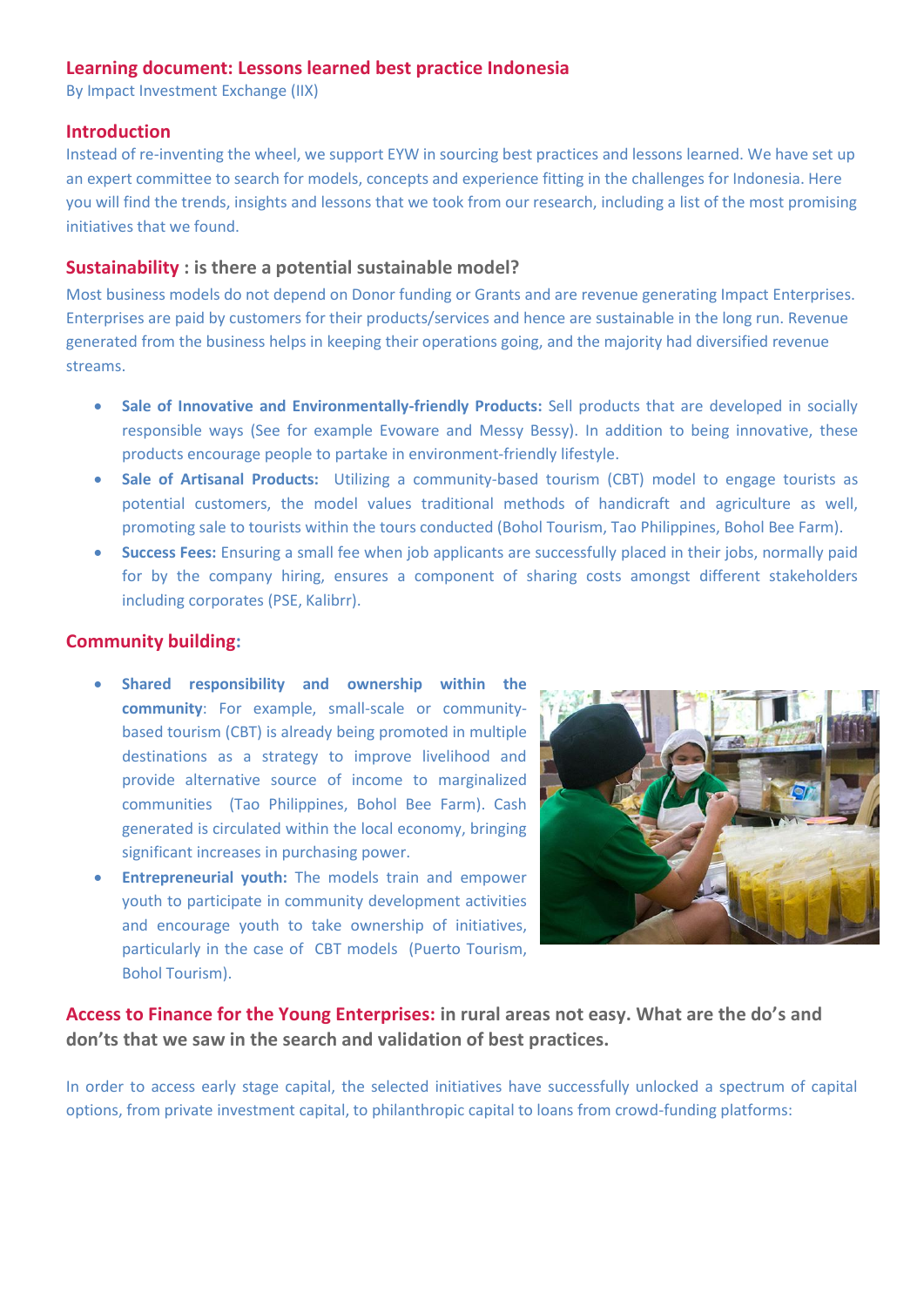# Learning document: Lessons learned best practice Indonesia

By Impact Investment Exchange (IIX)

## Introduction

Instead of re-inventing the wheel, we support EYW in sourcing best practices and lessons learned. We have set up an expert committee to search for models, concepts and experience fitting in the challenges for Indonesia. Here you will find the trends, insights and lessons that we took from our research, including a list of the most promising initiatives that we found.

## Sustainability : is there a potential sustainable model?

Most business models do not depend on Donor funding or Grants and are revenue generating Impact Enterprises. Enterprises are paid by customers for their products/services and hence are sustainable in the long run. Revenue generated from the business helps in keeping their operations going, and the majority had diversified revenue streams.

- **Sale of Innovative and Environmentally-friendly Products:** Sell products that are developed in socially responsible ways (See for example Evoware and Messy Bessy). In addition to being innovative, these products encourage people to partake in environment-friendly lifestyle.
- **Sale of Artisanal Products:** Utilizing a community-based tourism (CBT) model to engage tourists as potential customers, the model values traditional methods of handicraft and agriculture as well, promoting sale to tourists within the tours conducted (Bohol Tourism, Tao Philippines, Bohol Bee Farm).
- **Success Fees:** Ensuring a small fee when job applicants are successfully placed in their jobs, normally paid for by the company hiring, ensures a component of sharing costs amongst different stakeholders including corporates (PSE, Kalibrr).

## Community building:

- **Shared responsibility and ownership within the community**: For example, small-scale or community-based tourism (CBT) is already being promoted in multiple destinations as a strategy to improve livelihood and provide alternative source of income to marginalized communities (Tao Philippines, Bohol Bee Farm). Cash generated is circulated within the local economy, bringing significant increases in purchasing power.
- **Entrepreneurial youth:** The models train and empower youth to participate in community development activities and encourage youth to take ownership of initiatives, particularly in the case of CBT models (Puerto Tourism, Bohol Tourism).

## Access to Finance for the Young Enterprises: in rural areas not easy. What are the do's and don'ts that we saw in the search and validation of best practices.

In order to access early stage capital, the selected initiatives have successfully unlocked a spectrum of capital options, from private investment capital, to philanthropic capital to loans from crowd-funding platforms: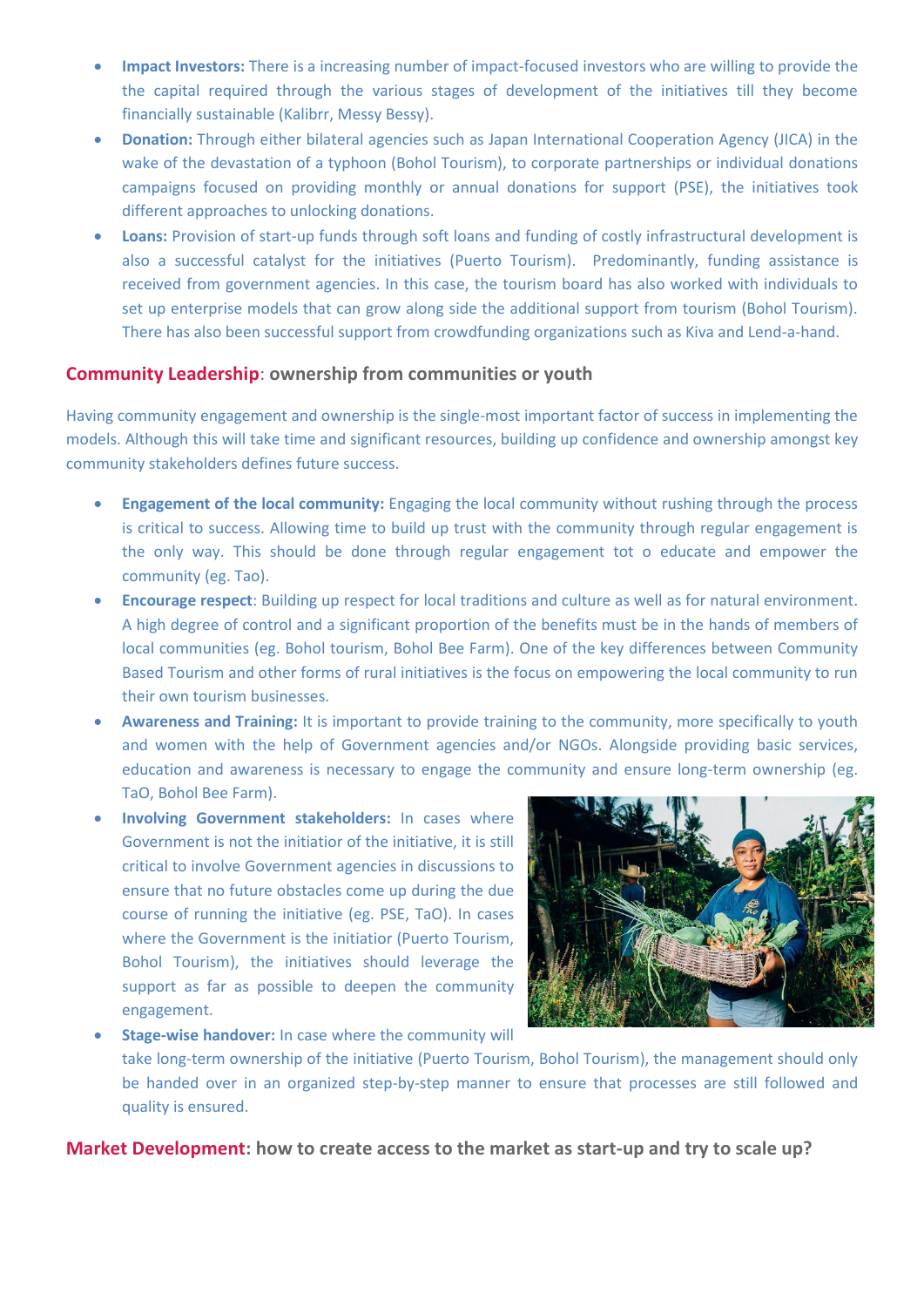- **Impact Investors:** There is a increasing number of impact-focused investors who are willing to provide the the capital required through the various stages of development of the initiatives till they become financially sustainable (Kalibrr, Messy Bessy).
- **Donation:** Through either bilateral agencies such as Japan International Cooperation Agency (JICA) in the wake of the devastation of a typhoon (Bohol Tourism), to corporate partnerships or individual donations campaigns focused on providing monthly or annual donations for support (PSE), the initiatives took different approaches to unlocking donations.
- **Loans:** Provision of start-up funds through soft loans and funding of costly infrastructural development is also a successful catalyst for the initiatives (Puerto Tourism). Predominantly, funding assistance is received from government agencies. In this case, the tourism board has also worked with individuals to set up enterprise models that can grow along side the additional support from tourism (Bohol Tourism). There has also been successful support from crowdfunding organizations such as Kiva and Lend-a-hand.

## Community Leadership: ownership from communities or youth

Having community engagement and ownership is the single-most important factor of success in implementing the models. Although this will take time and significant resources, building up confidence and ownership amongst key community stakeholders defines future success.

- **Engagement of the local community:** Engaging the local community without rushing through the process is critical to success. Allowing time to build up trust with the community through regular engagement is the only way. This should be done through regular engagement tot o educate and empower the community (eg. Tao).
- **Encourage respect**: Building up respect for local traditions and culture as well as for natural environment. A high degree of control and a significant proportion of the benefits must be in the hands of members of local communities (eg. Bohol tourism, Bohol Bee Farm). One of the key differences between Community Based Tourism and other forms of rural initiatives is the focus on empowering the local community to run their own tourism businesses.
- **Awareness and Training:** It is important to provide training to the community, more specifically to youth and women with the help of Government agencies and/or NGOs. Alongside providing basic services, education and awareness is necessary to engage the community and ensure long-term ownership (eg. TaO, Bohol Bee Farm).
- **Involving Government stakeholders:** In cases where Government is not the initiatior of the initiative, it is still critical to involve Government agencies in discussions to ensure that no future obstacles come up during the due course of running the initiative (eg. PSE, TaO). In cases where the Government is the initiatior (Puerto Tourism, Bohol Tourism), the initiatives should leverage the support as far as possible to deepen the community engagement.
- **Stage-wise handover:** In case where the community will take long-term ownership of the initiative (Puerto Tourism, Bohol Tourism), the management should only be handed over in an organized step-by-step manner to ensure that processes are still followed and quality is ensured.

## Market Development: how to create access to the market as start-up and try to scale up?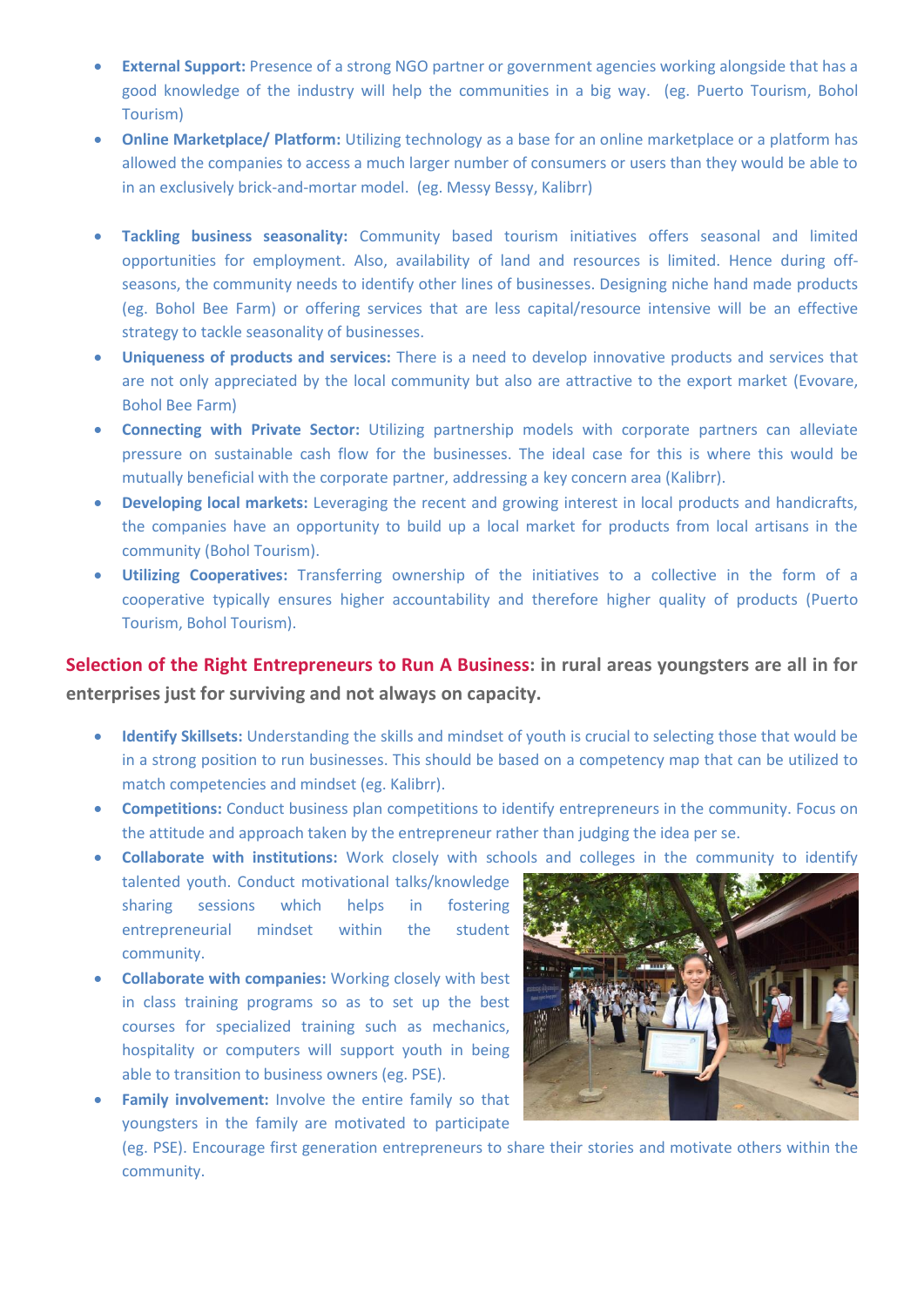- **External Support:** Presence of a strong NGO partner or government agencies working alongside that has a good knowledge of the industry will help the communities in a big way. (eg. Puerto Tourism, Bohol Tourism)
- **Online Marketplace/ Platform:** Utilizing technology as a base for an online marketplace or a platform has allowed the companies to access a much larger number of consumers or users than they would be able to in an exclusively brick-and-mortar model. (eg. Messy Bessy, Kalibrr)
- **Tackling business seasonality:** Community based tourism initiatives offers seasonal and limited opportunities for employment. Also, availability of land and resources is limited. Hence during off-seasons, the community needs to identify other lines of businesses. Designing niche hand made products (eg. Bohol Bee Farm) or offering services that are less capital/resource intensive will be an effective strategy to tackle seasonality of businesses.
- **Uniqueness of products and services:** There is a need to develop innovative products and services that are not only appreciated by the local community but also are attractive to the export market (Evovare, Bohol Bee Farm)
- **Connecting with Private Sector:** Utilizing partnership models with corporate partners can alleviate pressure on sustainable cash flow for the businesses. The ideal case for this is where this would be mutually beneficial with the corporate partner, addressing a key concern area (Kalibrr).
- **Developing local markets:** Leveraging the recent and growing interest in local products and handicrafts, the companies have an opportunity to build up a local market for products from local artisans in the community (Bohol Tourism).
- **Utilizing Cooperatives:** Transferring ownership of the initiatives to a collective in the form of a cooperative typically ensures higher accountability and therefore higher quality of products (Puerto Tourism, Bohol Tourism).

**Selection of the Right Entrepreneurs to Run A Business: in rural areas youngsters are all in for enterprises just for surviving and not always on capacity.**

- **Identify Skillsets:** Understanding the skills and mindset of youth is crucial to selecting those that would be in a strong position to run businesses. This should be based on a competency map that can be utilized to match competencies and mindset (eg. Kalibrr).
- **Competitions:** Conduct business plan competitions to identify entrepreneurs in the community. Focus on the attitude and approach taken by the entrepreneur rather than judging the idea per se.
- **Collaborate with institutions:** Work closely with schools and colleges in the community to identify talented youth. Conduct motivational talks/knowledge sharing sessions which helps in fostering entrepreneurial mindset within the student community.
- **Collaborate with companies:** Working closely with best in class training programs so as to set up the best courses for specialized training such as mechanics, hospitality or computers will support youth in being able to transition to business owners (eg. PSE).
- **Family involvement:** Involve the entire family so that youngsters in the family are motivated to participate (eg. PSE). Encourage first generation entrepreneurs to share their stories and motivate others within the community.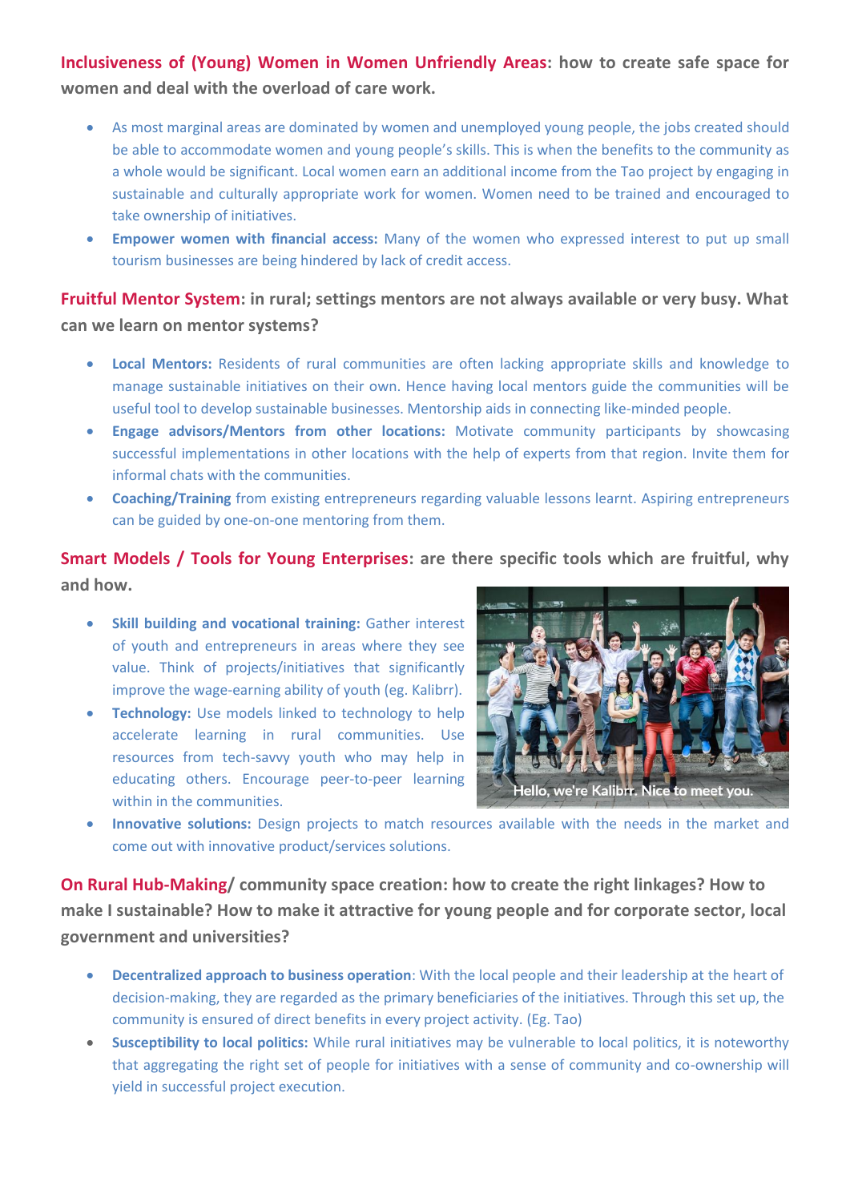**Inclusiveness of (Young) Women in Women Unfriendly Areas: how to create safe space for women and deal with the overload of care work.**

- As most marginal areas are dominated by women and unemployed young people, the jobs created should be able to accommodate women and young people's skills. This is when the benefits to the community as a whole would be significant. Local women earn an additional income from the Tao project by engaging in sustainable and culturally appropriate work for women. Women need to be trained and encouraged to take ownership of initiatives.
- **Empower women with financial access:** Many of the women who expressed interest to put up small tourism businesses are being hindered by lack of credit access.

**Fruitful Mentor System: in rural; settings mentors are not always available or very busy. What can we learn on mentor systems?**

- **Local Mentors:** Residents of rural communities are often lacking appropriate skills and knowledge to manage sustainable initiatives on their own. Hence having local mentors guide the communities will be useful tool to develop sustainable businesses. Mentorship aids in connecting like-minded people.
- **Engage advisors/Mentors from other locations:** Motivate community participants by showcasing successful implementations in other locations with the help of experts from that region. Invite them for informal chats with the communities.
- **Coaching/Training** from existing entrepreneurs regarding valuable lessons learnt. Aspiring entrepreneurs can be guided by one-on-one mentoring from them.

**Smart Models / Tools for Young Enterprises: are there specific tools which are fruitful, why and how.**

- **Skill building and vocational training:** Gather interest of youth and entrepreneurs in areas where they see value. Think of projects/initiatives that significantly improve the wage-earning ability of youth (eg. Kalibrr).
- **Technology:** Use models linked to technology to help accelerate learning in rural communities. Use resources from tech-savvy youth who may help in educating others. Encourage peer-to-peer learning within in the communities.
- **Innovative solutions:** Design projects to match resources available with the needs in the market and come out with innovative product/services solutions.

Hello, we're Kalibrr. Nice to meet you.

**On Rural Hub-Making/ community space creation: how to create the right linkages? How to make I sustainable? How to make it attractive for young people and for corporate sector, local government and universities?**

- **Decentralized approach to business operation**: With the local people and their leadership at the heart of decision-making, they are regarded as the primary beneficiaries of the initiatives. Through this set up, the community is ensured of direct benefits in every project activity. (Eg. Tao)
- **Susceptibility to local politics:** While rural initiatives may be vulnerable to local politics, it is noteworthy that aggregating the right set of people for initiatives with a sense of community and co-ownership will yield in successful project execution.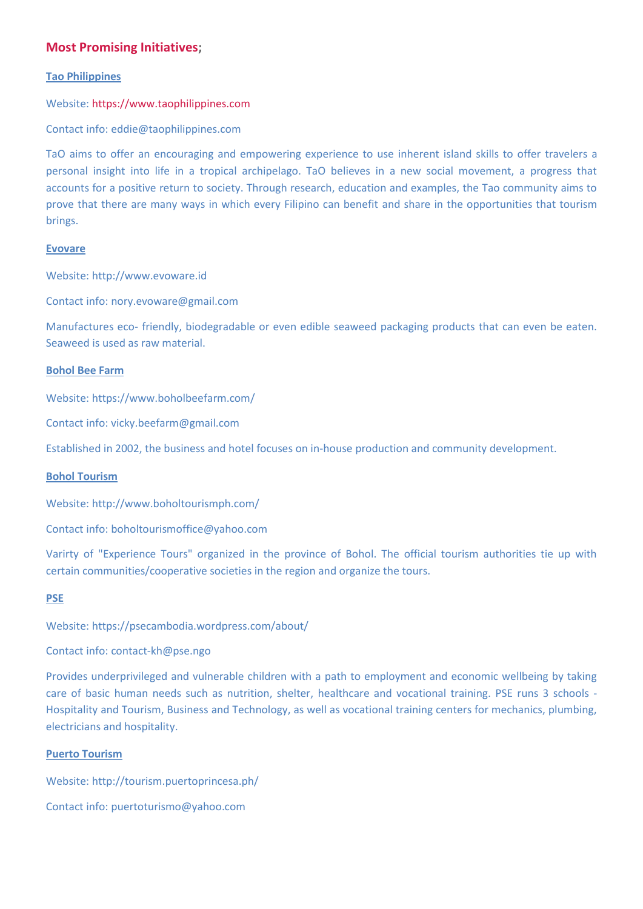## **Most Promising Initiatives**;

**Tao Philippines**

Website: https://www.taophilippines.com

Contact info: eddie@taophilippines.com

TaO aims to offer an encouraging and empowering experience to use inherent island skills to offer travelers a personal insight into life in a tropical archipelago. TaO believes in a new social movement, a progress that accounts for a positive return to society. Through research, education and examples, the Tao community aims to prove that there are many ways in which every Filipino can benefit and share in the opportunities that tourism brings.

**Evovare**

Website: http://www.evoware.id

Contact info: nory.evoware@gmail.com

Manufactures eco- friendly, biodegradable or even edible seaweed packaging products that can even be eaten. Seaweed is used as raw material.

**Bohol Bee Farm**

Website: https://www.boholbeefarm.com/

Contact info: vicky.beefarm@gmail.com

Established in 2002, the business and hotel focuses on in-house production and community development.

**Bohol Tourism**

Website: http://www.boholtourismph.com/

Contact info: boholtourismoffice@yahoo.com

Varirty of "Experience Tours" organized in the province of Bohol. The official tourism authorities tie up with certain communities/cooperative societies in the region and organize the tours.

**PSE**

Website: https://psecambodia.wordpress.com/about/

Contact info: contact-kh@pse.ngo

Provides underprivileged and vulnerable children with a path to employment and economic wellbeing by taking care of basic human needs such as nutrition, shelter, healthcare and vocational training. PSE runs 3 schools - Hospitality and Tourism, Business and Technology, as well as vocational training centers for mechanics, plumbing, electricians and hospitality.

**Puerto Tourism**

Website: http://tourism.puertoprincesa.ph/

Contact info: puertoturismo@yahoo.com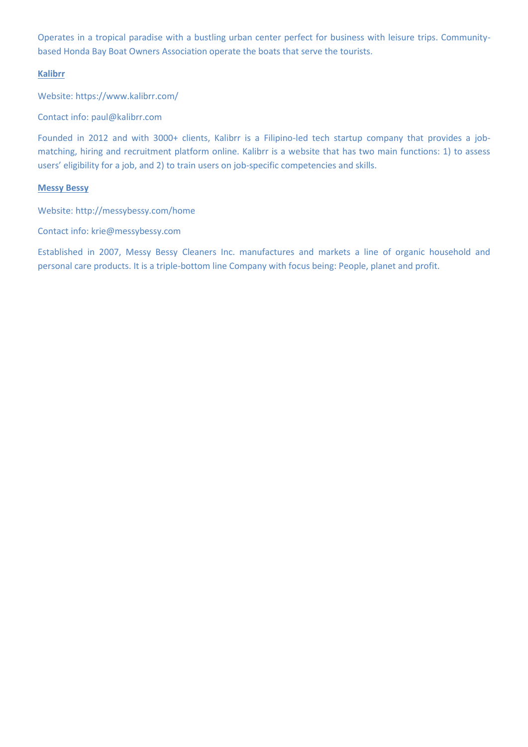Operates in a tropical paradise with a bustling urban center perfect for business with leisure trips. Community-based Honda Bay Boat Owners Association operate the boats that serve the tourists.

**Kalibrr**

Website: https://www.kalibrr.com/

Contact info: paul@kalibrr.com

Founded in 2012 and with 3000+ clients, Kalibrr is a Filipino-led tech startup company that provides a job-matching, hiring and recruitment platform online. Kalibrr is a website that has two main functions: 1) to assess users' eligibility for a job, and 2) to train users on job-specific competencies and skills.

**Messy Bessy**

Website: http://messybessy.com/home

Contact info: krie@messybessy.com

Established in 2007, Messy Bessy Cleaners Inc. manufactures and markets a line of organic household and personal care products. It is a triple-bottom line Company with focus being: People, planet and profit.